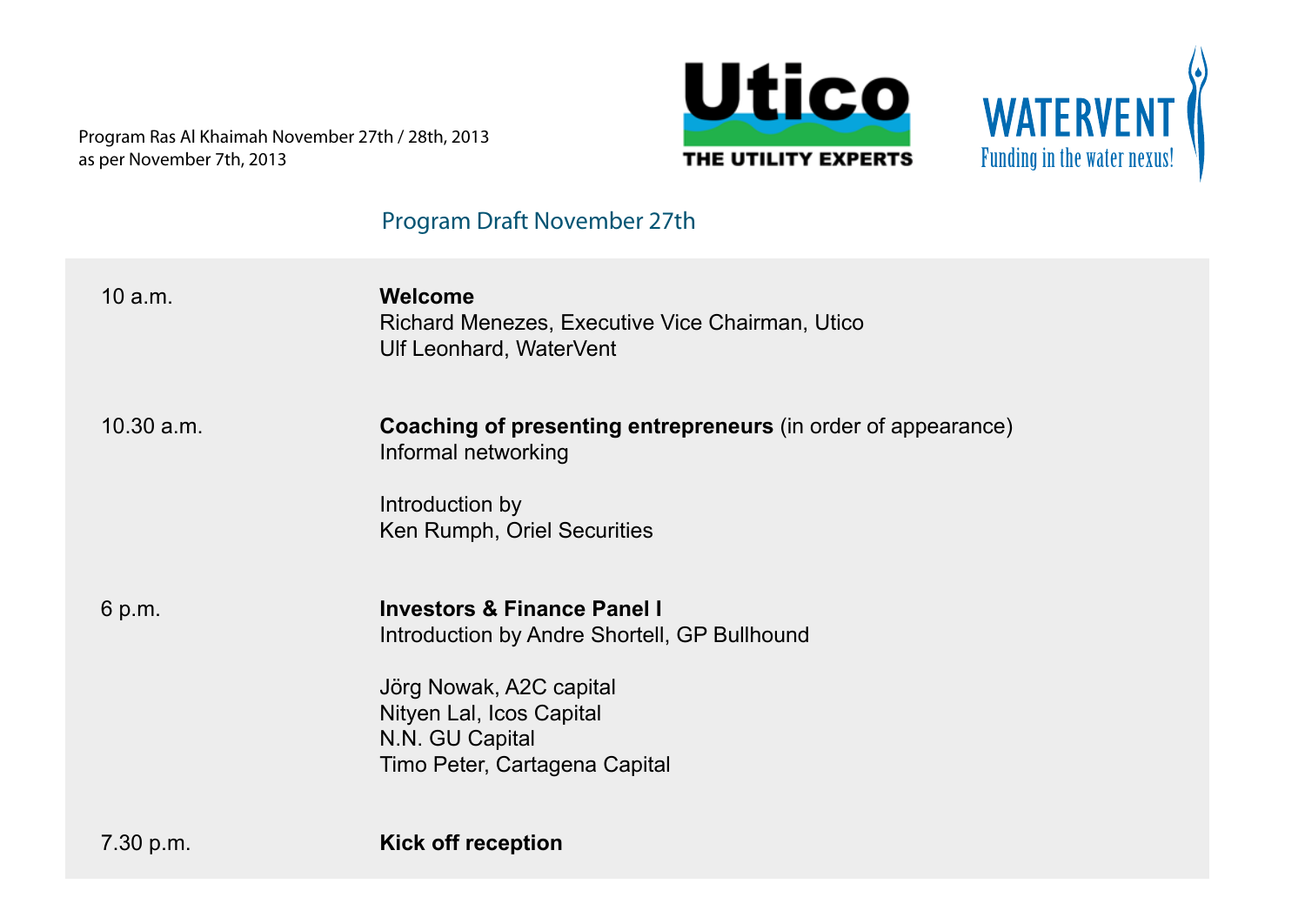Program Ras Al Khaimah November 27th / 28th, 2013
as per November 7th, 2013

Utico
THE UTILITY EXPERTS

WATERVENT
Funding in the water nexus!

## Program Draft November 27th

| | |
|---|---|
| 10 a.m. | **Welcome**<br>Richard Menezes, Executive Vice Chairman, Utico<br>Ulf Leonhard, WaterVent |
| 10.30 a.m. | **Coaching of presenting entrepreneurs** (in order of appearance)<br>Informal networking<br><br>Introduction by<br>Ken Rumph, Oriel Securities |
| 6 p.m. | **Investors & Finance Panel I**<br>Introduction by Andre Shortell, GP Bullhound<br><br>Jörg Nowak, A2C capital<br>Nityen Lal, Icos Capital<br>N.N. GU Capital<br>Timo Peter, Cartagena Capital |
| 7.30 p.m. | **Kick off reception** |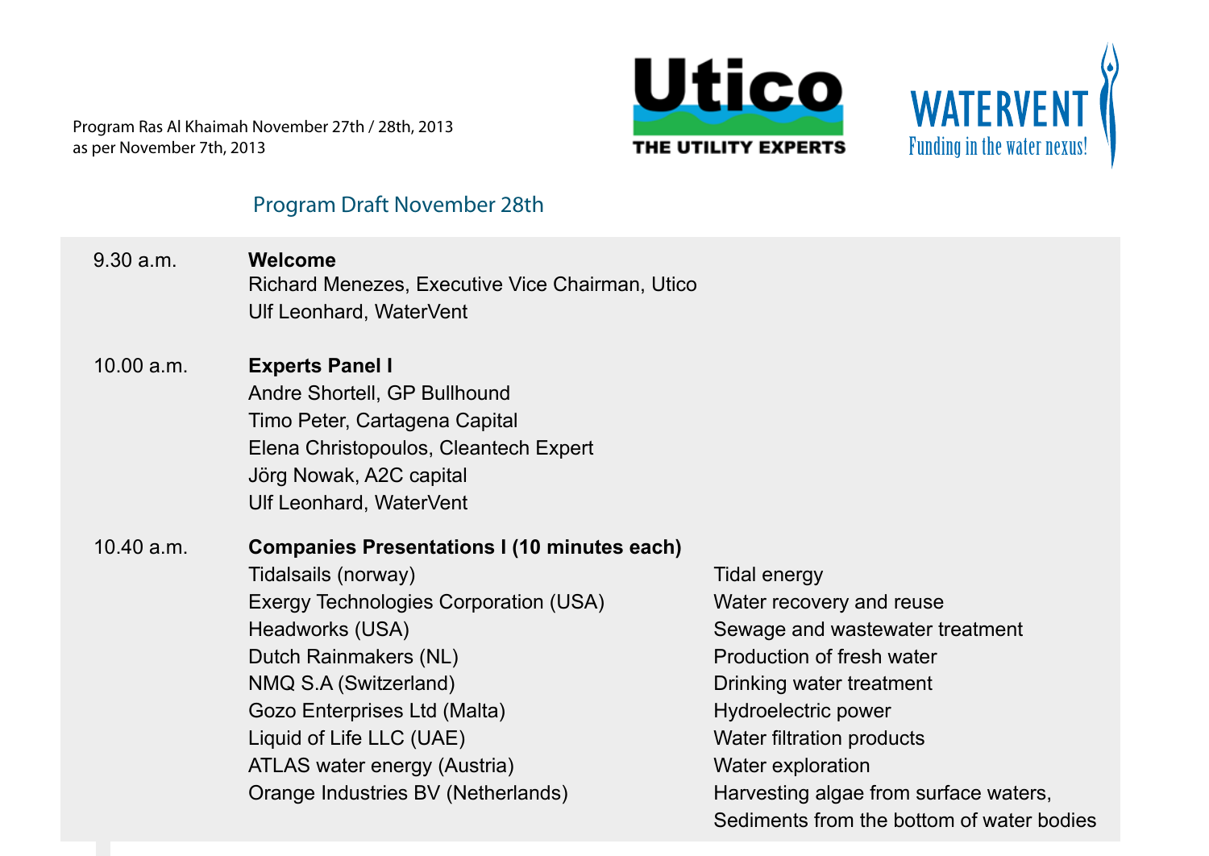Program Ras Al Khaimah November 27th / 28th, 2013
as per November 7th, 2013

Utico THE UTILITY EXPERTS

WATERVENT Funding in the water nexus!

## Program Draft November 28th

| | |
|---|---|
| 9.30 a.m. | **Welcome**<br>Richard Menezes, Executive Vice Chairman, Utico<br>Ulf Leonhard, WaterVent |
| 10.00 a.m. | **Experts Panel I**<br>Andre Shortell, GP Bullhound<br>Timo Peter, Cartagena Capital<br>Elena Christopoulos, Cleantech Expert<br>Jörg Nowak, A2C capital<br>Ulf Leonhard, WaterVent |
| 10.40 a.m. | **Companies Presentations I (10 minutes each)** |

| Company | Field |
|---|---|
| Tidalsails (norway) | Tidal energy |
| Exergy Technologies Corporation (USA) | Water recovery and reuse |
| Headworks (USA) | Sewage and wastewater treatment |
| Dutch Rainmakers (NL) | Production of fresh water |
| NMQ S.A (Switzerland) | Drinking water treatment |
| Gozo Enterprises Ltd (Malta) | Hydroelectric power |
| Liquid of Life LLC (UAE) | Water filtration products |
| ATLAS water energy (Austria) | Water exploration |
| Orange Industries BV (Netherlands) | Harvesting algae from surface waters, Sediments from the bottom of water bodies |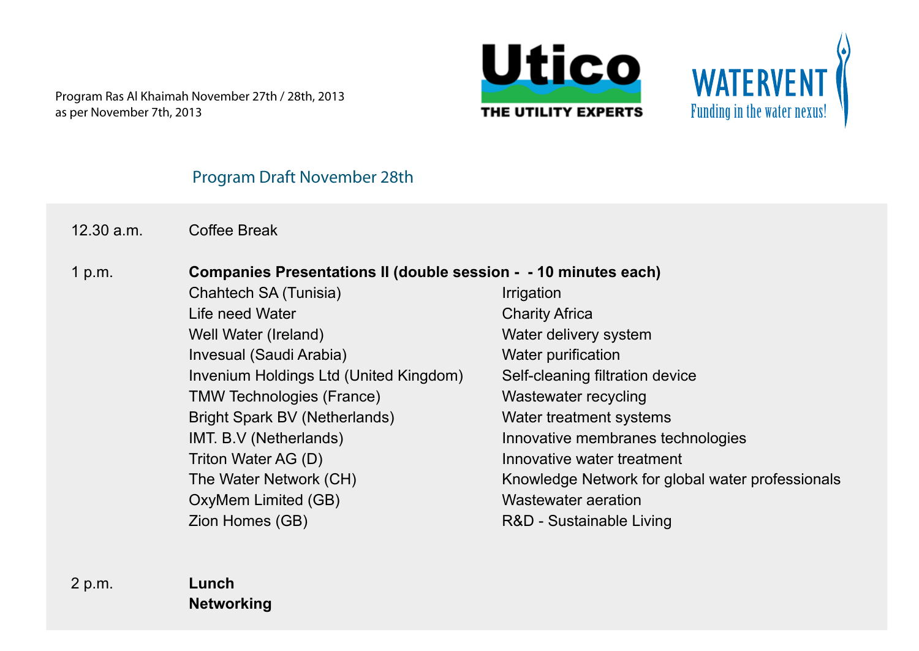Program Ras Al Khaimah November 27th / 28th, 2013
as per November 7th, 2013

Utico — THE UTILITY EXPERTS

WATERVENT — Funding in the water nexus!

## Program Draft November 28th

| | |
|---|---|
| 12.30 a.m. | Coffee Break |

**1 p.m. — Companies Presentations II (double session -  - 10 minutes each)**

| Company | Topic |
|---|---|
| Chahtech SA (Tunisia) | Irrigation |
| Life need Water | Charity Africa |
| Well Water (Ireland) | Water delivery system |
| Invesual (Saudi Arabia) | Water purification |
| Invenium Holdings Ltd (United Kingdom) | Self-cleaning filtration device |
| TMW Technologies (France) | Wastewater recycling |
| Bright Spark BV (Netherlands) | Water treatment systems |
| IMT. B.V (Netherlands) | Innovative membranes technologies |
| Triton Water AG (D) | Innovative water treatment |
| The Water Network (CH) | Knowledge Network for global water professionals |
| OxyMem Limited (GB) | Wastewater aeration |
| Zion Homes (GB) | R&D - Sustainable Living |

**2 p.m.**
**Lunch**
**Networking**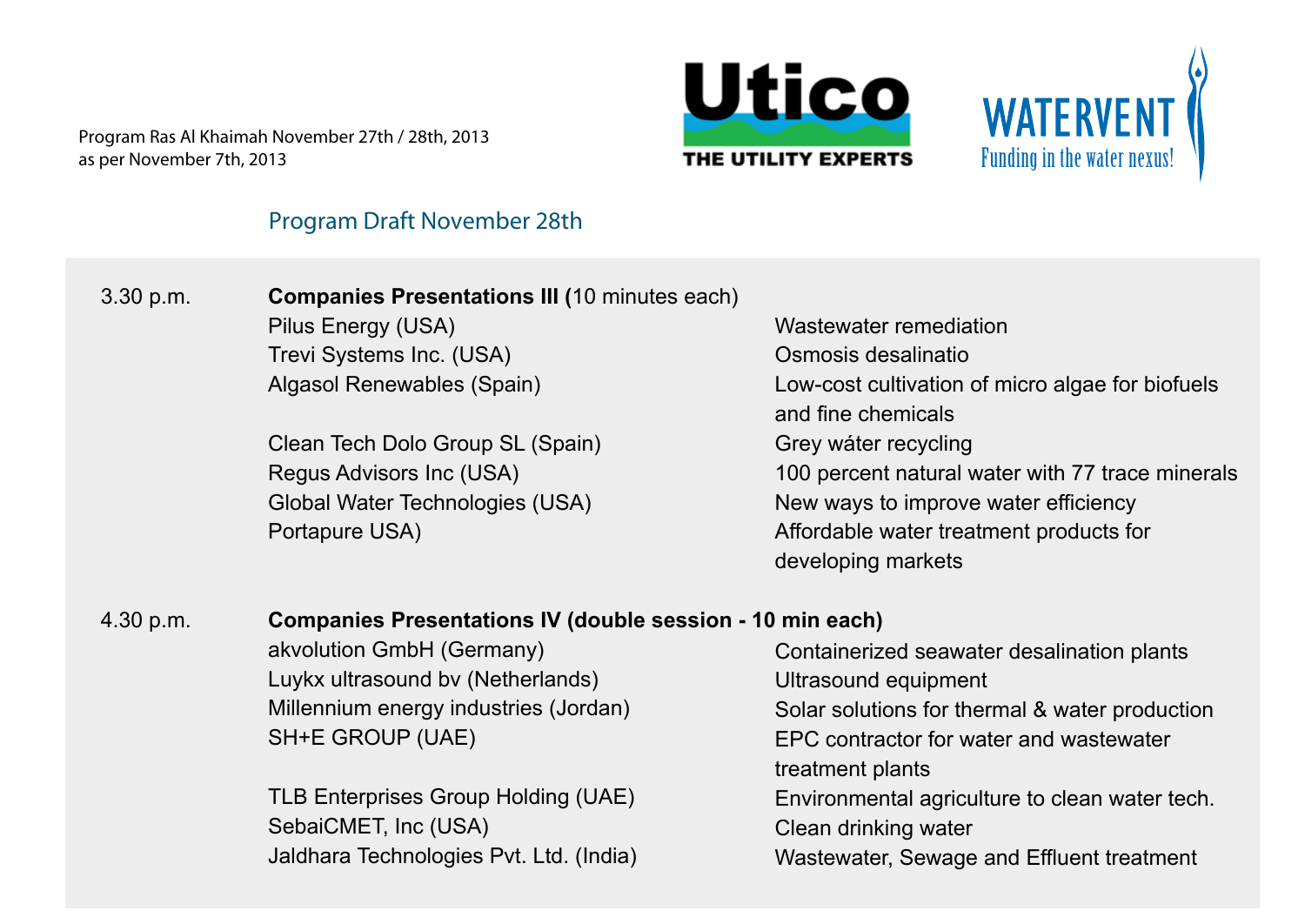Program Ras Al Khaimah November 27th / 28th, 2013
as per November 7th, 2013

Utico — THE UTILITY EXPERTS

WATERVENT — Funding in the water nexus!

## Program Draft November 28th

| Time | Session / Company | Topic |
| --- | --- | --- |
| 3.30 p.m. | **Companies Presentations III (**10 minutes each) | |
| | Pilus Energy (USA) | Wastewater remediation |
| | Trevi Systems Inc. (USA) | Osmosis desalinatio |
| | Algasol Renewables (Spain) | Low-cost cultivation of micro algae for biofuels and fine chemicals |
| | Clean Tech Dolo Group SL (Spain) | Grey wáter recycling |
| | Regus Advisors Inc (USA) | 100 percent natural water with 77 trace minerals |
| | Global Water Technologies (USA) | New ways to improve water efficiency |
| | Portapure USA) | Affordable water treatment products for developing markets |
| 4.30 p.m. | **Companies Presentations IV (double session - 10 min each)** | |
| | akvolution GmbH (Germany) | Containerized seawater desalination plants |
| | Luykx ultrasound bv (Netherlands) | Ultrasound equipment |
| | Millennium energy industries (Jordan) | Solar solutions for thermal & water production |
| | SH+E GROUP (UAE) | EPC contractor for water and wastewater treatment plants |
| | TLB Enterprises Group Holding (UAE) | Environmental agriculture to clean water tech. |
| | SebaiCMET, Inc (USA) | Clean drinking water |
| | Jaldhara Technologies Pvt. Ltd. (India) | Wastewater, Sewage and Effluent treatment |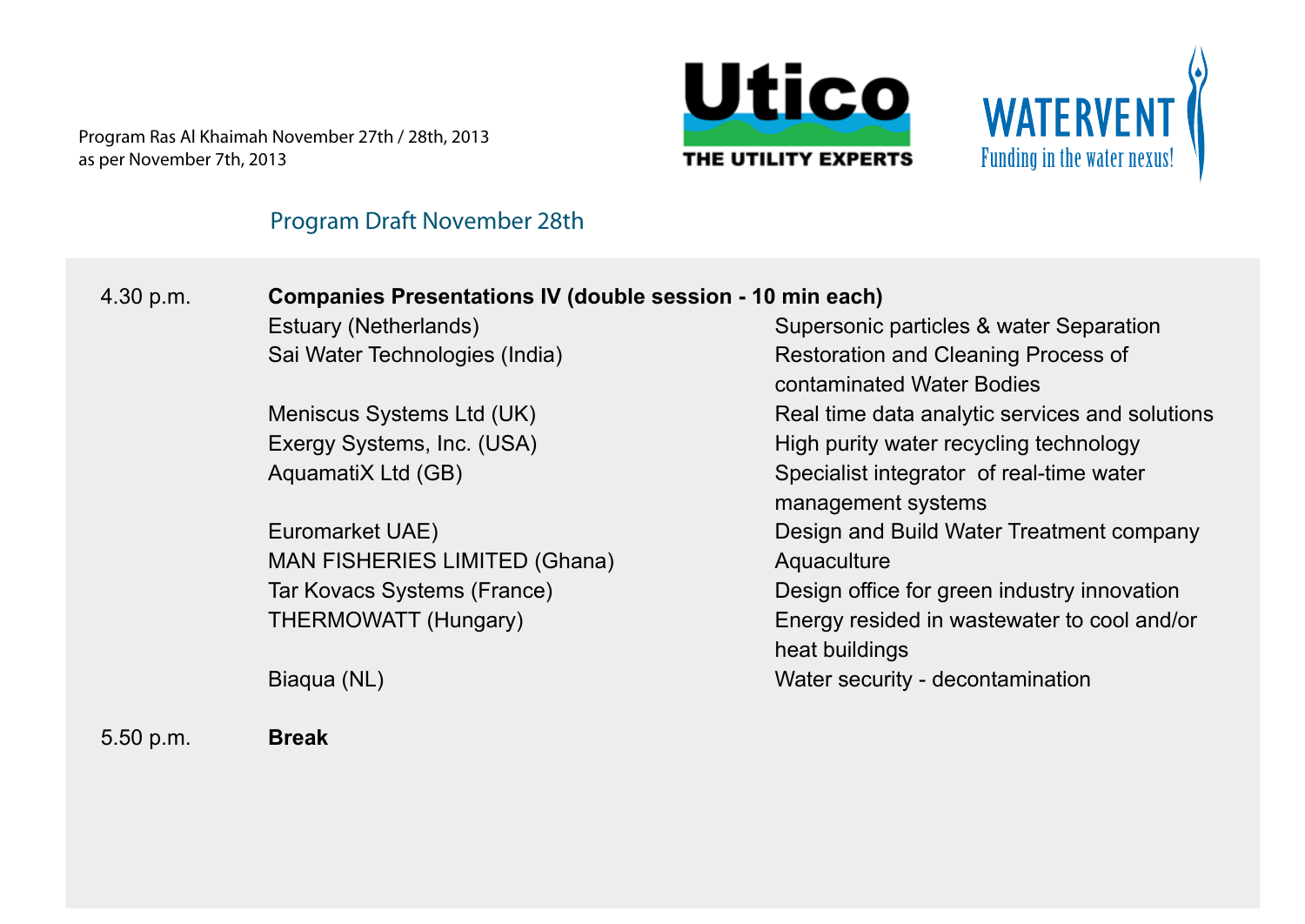Program Ras Al Khaimah November 27th / 28th, 2013
as per November 7th, 2013

Utico THE UTILITY EXPERTS

WATERVENT Funding in the water nexus!

## Program Draft November 28th

| | | |
|---|---|---|
| 4.30 p.m. | **Companies Presentations IV (double session - 10 min each)** | |
| | Estuary (Netherlands) | Supersonic particles & water Separation |
| | Sai Water Technologies (India) | Restoration and Cleaning Process of contaminated Water Bodies |
| | Meniscus Systems Ltd (UK) | Real time data analytic services and solutions |
| | Exergy Systems, Inc. (USA) | High purity water recycling technology |
| | AquamatiX Ltd (GB) | Specialist integrator of real-time water management systems |
| | Euromarket UAE) | Design and Build Water Treatment company |
| | MAN FISHERIES LIMITED (Ghana) | Aquaculture |
| | Tar Kovacs Systems (France) | Design office for green industry innovation |
| | THERMOWATT (Hungary) | Energy resided in wastewater to cool and/or heat buildings |
| | Biaqua (NL) | Water security - decontamination |
| 5.50 p.m. | **Break** | |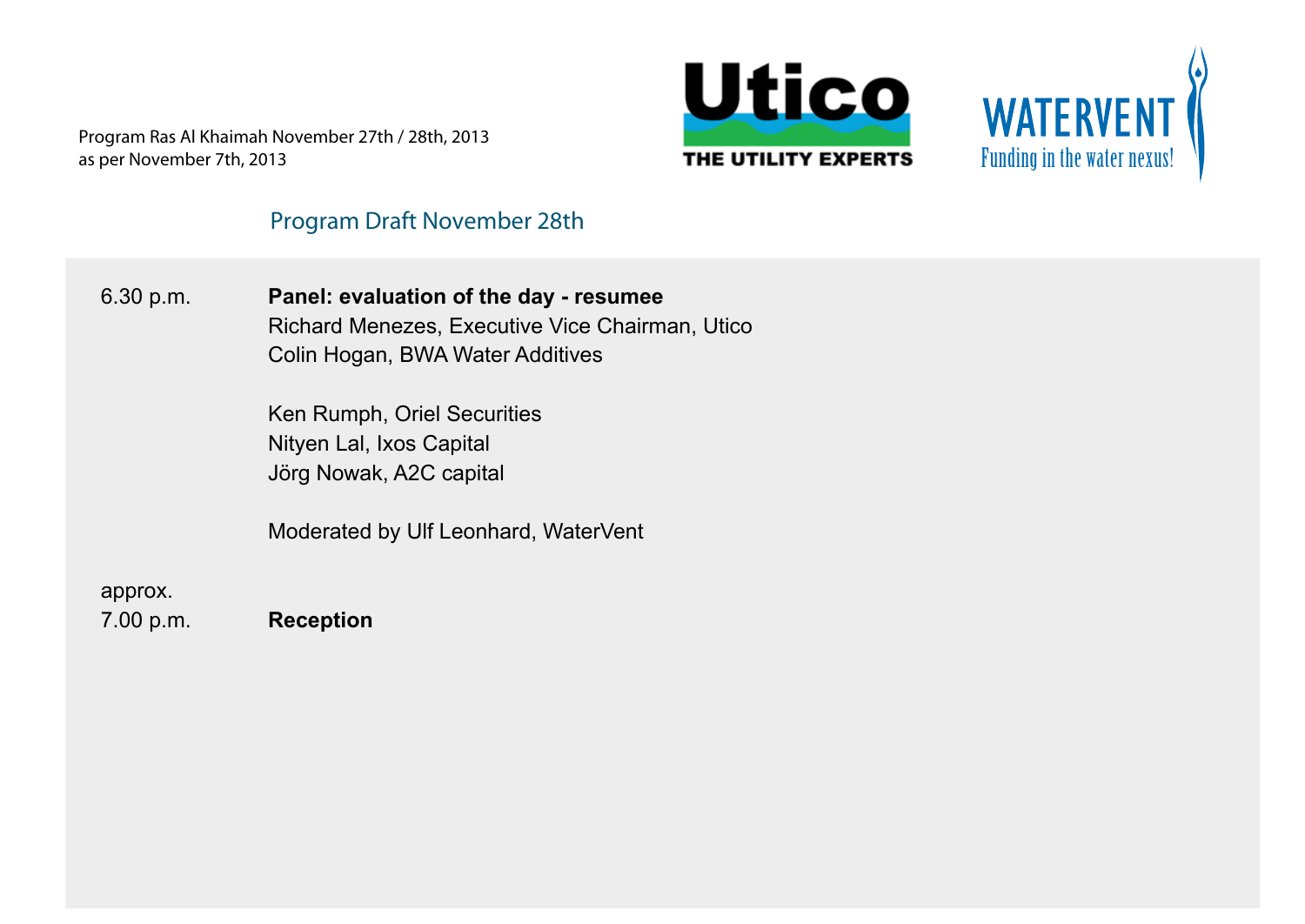Program Ras Al Khaimah November 27th / 28th, 2013
as per November 7th, 2013

Utico
THE UTILITY EXPERTS

WATERVENT
Funding in the water nexus!

## Program Draft November 28th

6.30 p.m. **Panel: evaluation of the day - resumee**

Richard Menezes, Executive Vice Chairman, Utico
Colin Hogan, BWA Water Additives

Ken Rumph, Oriel Securities
Nityen Lal, Ixos Capital
Jörg Nowak, A2C capital

Moderated by Ulf Leonhard, WaterVent

approx.
7.00 p.m. **Reception**